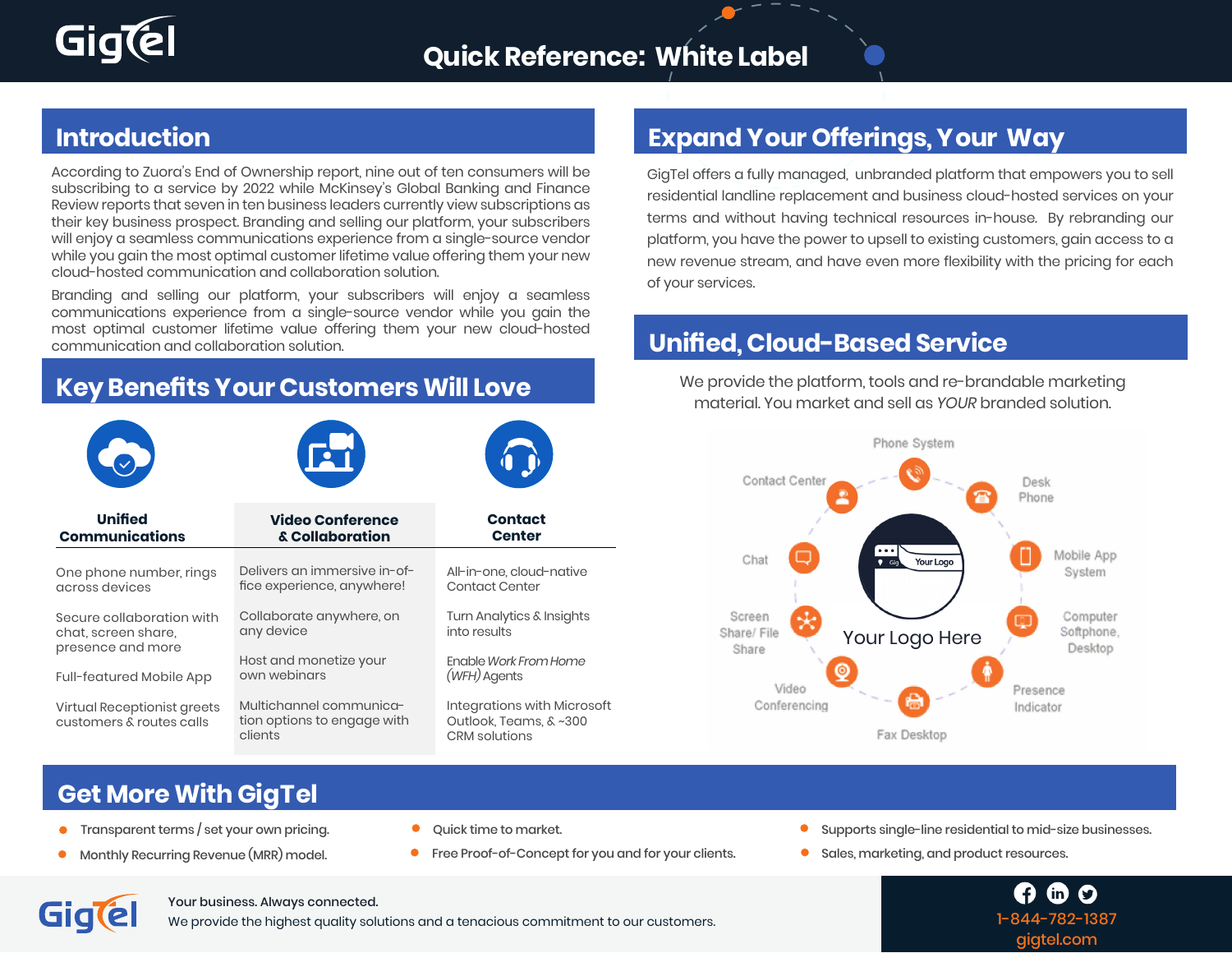# Quick Reference: White Label

## Introduction

According to Zuora's End of Ownership report, nine out of ten consumers will be subscribing to a service by 2022 while McKinsey's Global Banking and Finance Review reports that seven in ten business leaders currently view subscriptions as their key business prospect. Branding and selling our platform, your subscribers will enjoy a seamless communications experience from a single-source vendor while you gain the most optimal customer lifetime value offering them your new cloud-hosted communication and collaboration solution.

Branding and selling our platform, your subscribers will enjoy a seamless communications experience from a single-source vendor while you gain the most optimal customer lifetime value offering them your new cloud-hosted communication and collaboration solution.

## Key Benefits Your Customers Will Love

| Unified Communications | Video Conference & Collaboration | Contact Center |
|---|---|---|
| One phone number, rings across devices | Delivers an immersive in-office experience, anywhere! | All-in-one, cloud-native Contact Center |
| Secure collaboration with chat, screen share, presence and more | Collaborate anywhere, on any device | Turn Analytics & Insights into results |
| Full-featured Mobile App | Host and monetize your own webinars | Enable *Work From Home (WFH)* Agents |
| Virtual Receptionist greets customers & routes calls | Multichannel communication options to engage with clients | Integrations with Microsoft Outlook, Teams, & ~300 CRM solutions |

## Expand Your Offerings, Your Way

GigTel offers a fully managed, unbranded platform that empowers you to sell residential landline replacement and business cloud-hosted services on your terms and without having technical resources in-house. By rebranding our platform, you have the power to upsell to existing customers, gain access to a new revenue stream, and have even more flexibility with the pricing for each of your services.

## Unified, Cloud-Based Service

We provide the platform, tools and re-brandable marketing material. You market and sell as *YOUR* branded solution.

Phone System · Desk Phone · Mobile App System · Computer Softphone, Desktop · Presence Indicator · Fax Desktop · Video Conferencing · Screen Share/ File Share · Chat · Contact Center

Your Logo Here

## Get More With GigTel

- Transparent terms / set your own pricing.
- Monthly Recurring Revenue (MRR) model.
- Quick time to market.
- Free Proof-of-Concept for you and for your clients.
- Supports single-line residential to mid-size businesses.
- Sales, marketing, and product resources.

Your business. Always connected.
We provide the highest quality solutions and a tenacious commitment to our customers.

1-844-782-1387
gigtel.com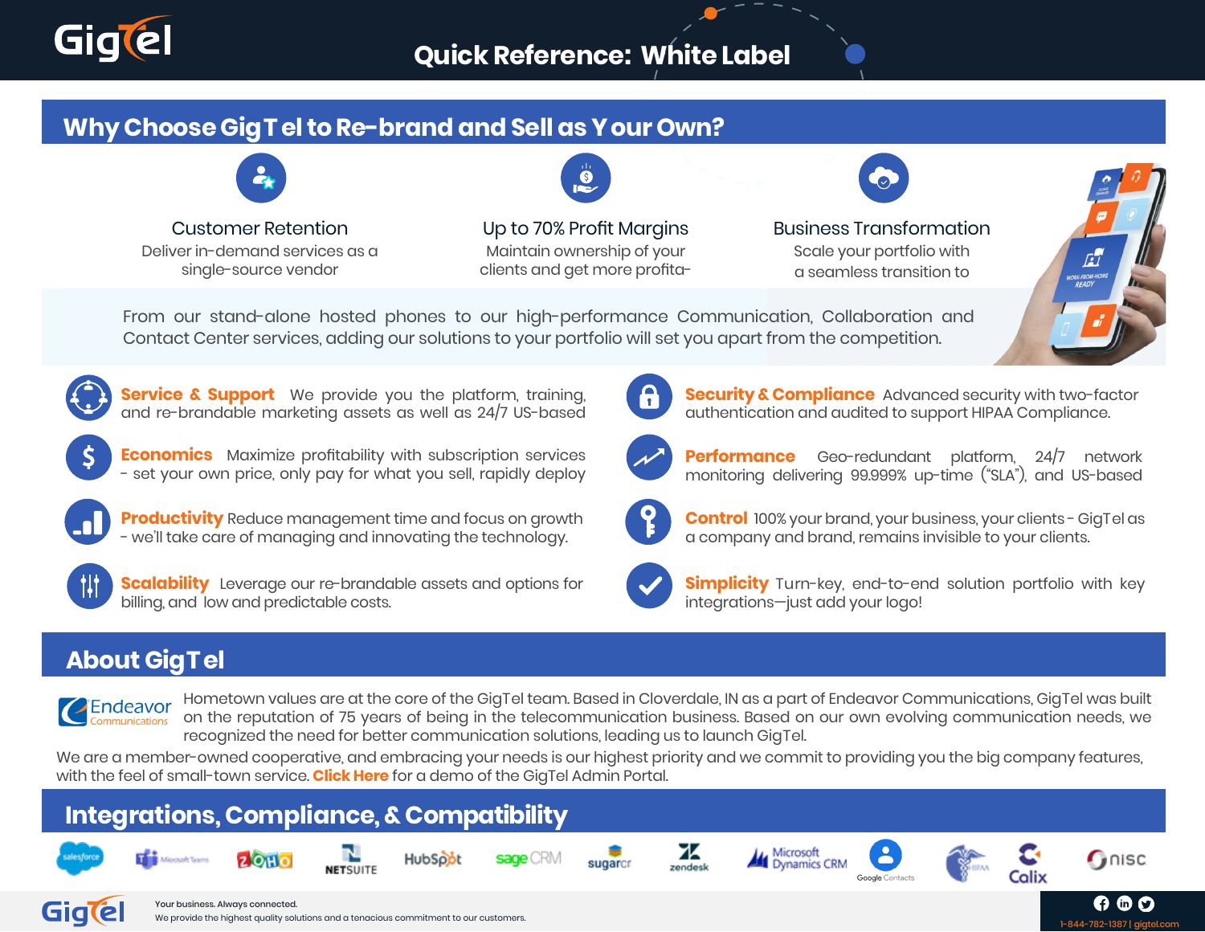# Quick Reference: White Label

## Why Choose GigTel to Re-brand and Sell as Your Own?

### Customer Retention

Deliver in-demand services as a single-source vendor

### Up to 70% Profit Margins

Maintain ownership of your clients and get more profita-

### Business Transformation

Scale your portfolio with a seamless transition to

From our stand-alone hosted phones to our high-performance Communication, Collaboration and Contact Center services, adding our solutions to your portfolio will set you apart from the competition.

**Service & Support** We provide you the platform, training, and re-brandable marketing assets as well as 24/7 US-based

**Economics** Maximize profitability with subscription services - set your own price, only pay for what you sell, rapidly deploy

**Productivity** Reduce management time and focus on growth - we'll take care of managing and innovating the technology.

**Scalability** Leverage our re-brandable assets and options for billing, and low and predictable costs.

**Security & Compliance** Advanced security with two-factor authentication and audited to support HIPAA Compliance.

**Performance** Geo-redundant platform, 24/7 network monitoring delivering 99.999% up-time ("SLA"), and US-based

**Control** 100% your brand, your business, your clients - GigTel as a company and brand, remains invisible to your clients.

**Simplicity** Turn-key, end-to-end solution portfolio with key integrations—just add your logo!

## About GigTel

Hometown values are at the core of the GigTel team. Based in Cloverdale, IN as a part of Endeavor Communications, GigTel was built on the reputation of 75 years of being in the telecommunication business. Based on our own evolving communication needs, we recognized the need for better communication solutions, leading us to launch GigTel.

We are a member-owned cooperative, and embracing your needs is our highest priority and we commit to providing you the big company features, with the feel of small-town service. **Click Here** for a demo of the GigTel Admin Portal.

## Integrations, Compliance, & Compatibility

salesforce, Microsoft Teams, ZOHO, NETSUITE, HubSpot, sage CRM, sugarcrm, zendesk, Microsoft Dynamics CRM, Google Contacts, HIPAA, Calix, nisc

Your business. Always connected.

We provide the highest quality solutions and a tenacious commitment to our customers.

1-844-782-1387 | gigtel.com